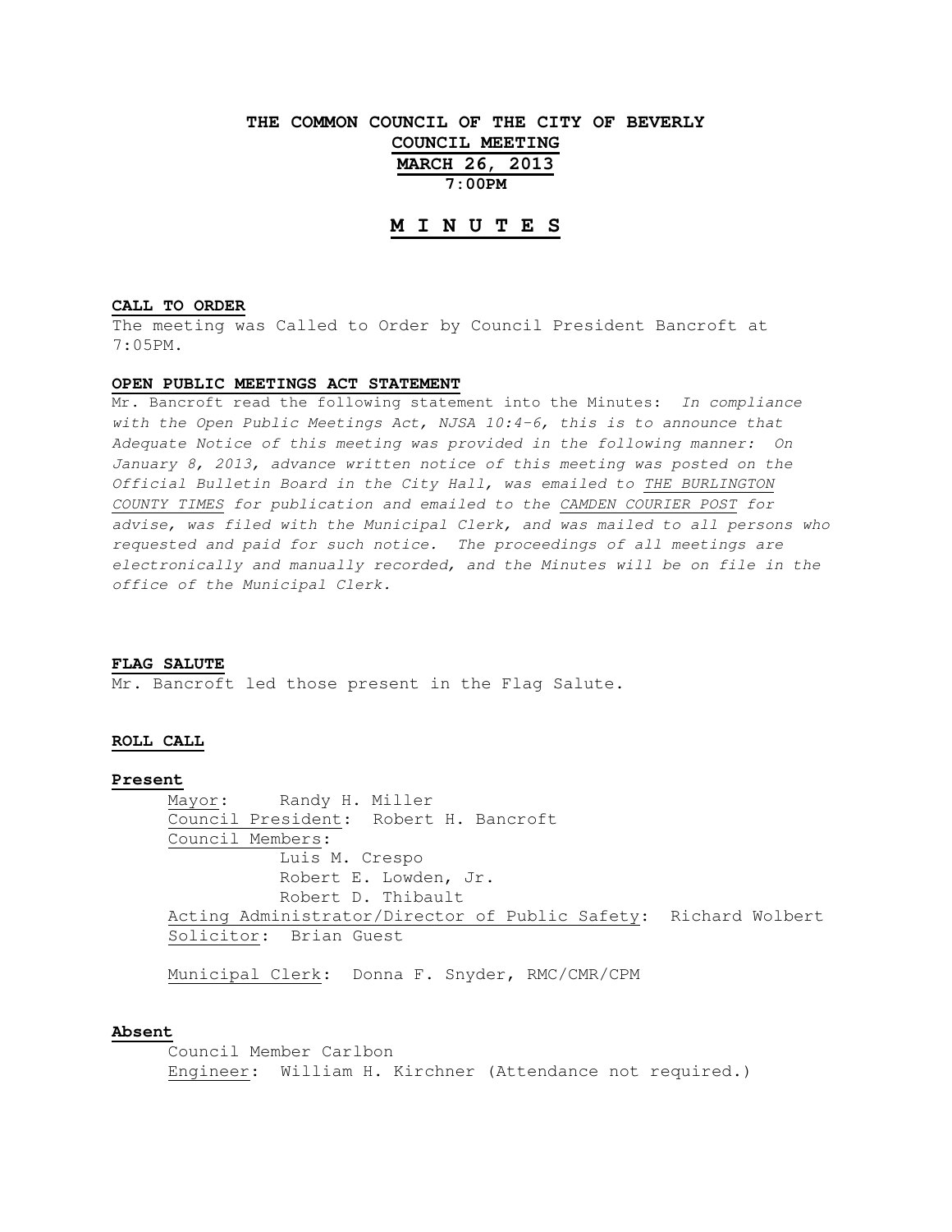# THE COMMON COUNCIL OF THE CITY OF BEVERLY
## COUNCIL MEETING
## MARCH 26, 2013
## 7:00PM

# M I N U T E S

**CALL TO ORDER**

The meeting was Called to Order by Council President Bancroft at 7:05PM.

**OPEN PUBLIC MEETINGS ACT STATEMENT**

Mr. Bancroft read the following statement into the Minutes: *In compliance with the Open Public Meetings Act, NJSA 10:4-6, this is to announce that Adequate Notice of this meeting was provided in the following manner: On January 8, 2013, advance written notice of this meeting was posted on the Official Bulletin Board in the City Hall, was emailed to THE BURLINGTON COUNTY TIMES for publication and emailed to the CAMDEN COURIER POST for advise, was filed with the Municipal Clerk, and was mailed to all persons who requested and paid for such notice. The proceedings of all meetings are electronically and manually recorded, and the Minutes will be on file in the office of the Municipal Clerk.*

**FLAG SALUTE**

Mr. Bancroft led those present in the Flag Salute.

**ROLL CALL**

**Present**

Mayor: Randy H. Miller

Council President: Robert H. Bancroft

Council Members:
- Luis M. Crespo
- Robert E. Lowden, Jr.
- Robert D. Thibault

Acting Administrator/Director of Public Safety: Richard Wolbert

Solicitor: Brian Guest

Municipal Clerk: Donna F. Snyder, RMC/CMR/CPM

**Absent**

Council Member Carlbon

Engineer: William H. Kirchner (Attendance not required.)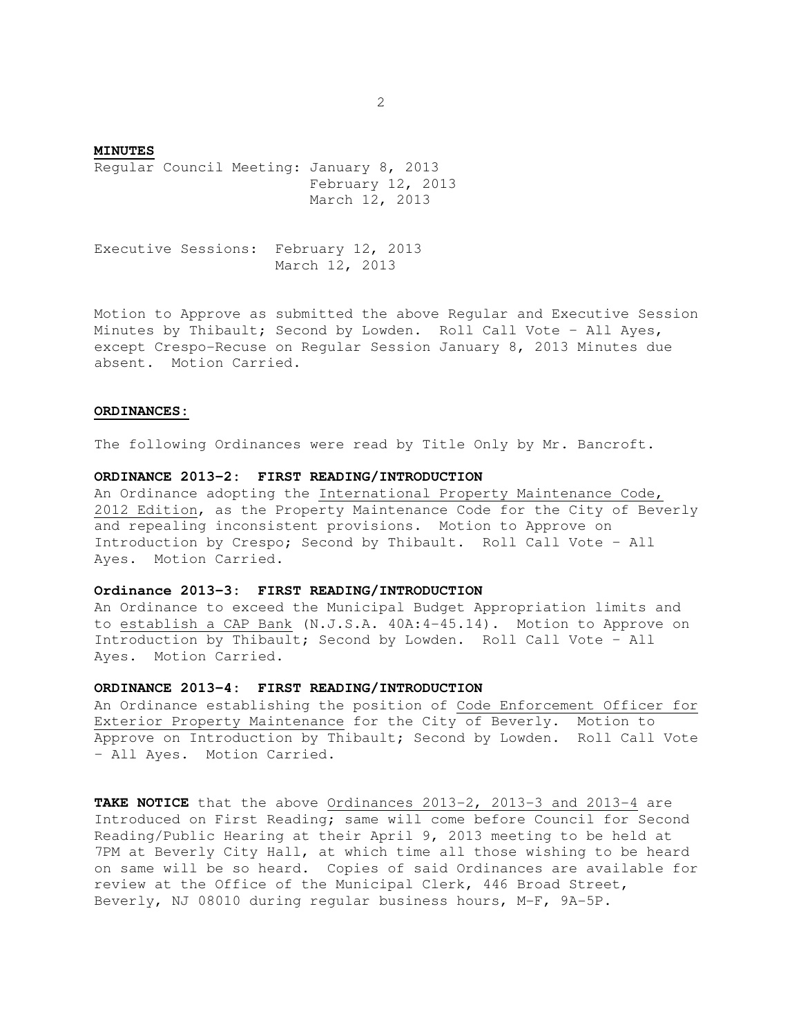**MINUTES**

Regular Council Meeting: January 8, 2013
February 12, 2013
March 12, 2013

Executive Sessions: February 12, 2013
March 12, 2013

Motion to Approve as submitted the above Regular and Executive Session Minutes by Thibault; Second by Lowden. Roll Call Vote – All Ayes, except Crespo-Recuse on Regular Session January 8, 2013 Minutes due absent. Motion Carried.

**ORDINANCES:**

The following Ordinances were read by Title Only by Mr. Bancroft.

**ORDINANCE 2013-2: FIRST READING/INTRODUCTION**

An Ordinance adopting the International Property Maintenance Code, 2012 Edition, as the Property Maintenance Code for the City of Beverly and repealing inconsistent provisions. Motion to Approve on Introduction by Crespo; Second by Thibault. Roll Call Vote – All Ayes. Motion Carried.

**Ordinance 2013-3: FIRST READING/INTRODUCTION**

An Ordinance to exceed the Municipal Budget Appropriation limits and to establish a CAP Bank (N.J.S.A. 40A:4-45.14). Motion to Approve on Introduction by Thibault; Second by Lowden. Roll Call Vote – All Ayes. Motion Carried.

**ORDINANCE 2013-4: FIRST READING/INTRODUCTION**

An Ordinance establishing the position of Code Enforcement Officer for Exterior Property Maintenance for the City of Beverly. Motion to Approve on Introduction by Thibault; Second by Lowden. Roll Call Vote – All Ayes. Motion Carried.

**TAKE NOTICE** that the above Ordinances 2013-2, 2013-3 and 2013-4 are Introduced on First Reading; same will come before Council for Second Reading/Public Hearing at their April 9, 2013 meeting to be held at 7PM at Beverly City Hall, at which time all those wishing to be heard on same will be so heard. Copies of said Ordinances are available for review at the Office of the Municipal Clerk, 446 Broad Street, Beverly, NJ 08010 during regular business hours, M-F, 9A-5P.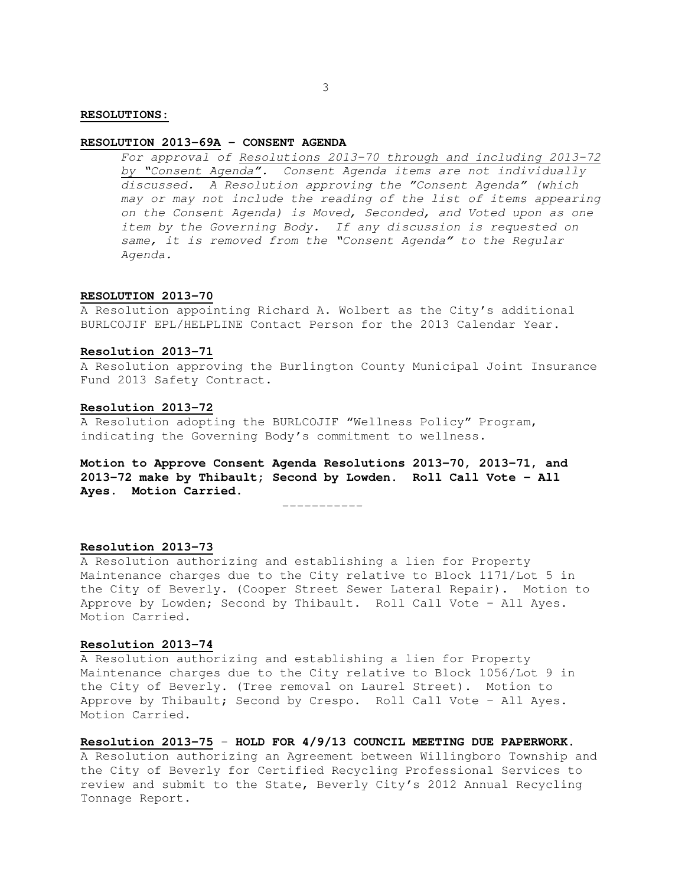**RESOLUTIONS:**

**RESOLUTION 2013-69A – CONSENT AGENDA**

*For approval of Resolutions 2013-70 through and including 2013-72 by "Consent Agenda". Consent Agenda items are not individually discussed. A Resolution approving the "Consent Agenda" (which may or may not include the reading of the list of items appearing on the Consent Agenda) is Moved, Seconded, and Voted upon as one item by the Governing Body. If any discussion is requested on same, it is removed from the "Consent Agenda" to the Regular Agenda.*

**RESOLUTION 2013-70**

A Resolution appointing Richard A. Wolbert as the City's additional BURLCOJIF EPL/HELPLINE Contact Person for the 2013 Calendar Year.

**Resolution 2013-71**

A Resolution approving the Burlington County Municipal Joint Insurance Fund 2013 Safety Contract.

**Resolution 2013-72**

A Resolution adopting the BURLCOJIF "Wellness Policy" Program, indicating the Governing Body's commitment to wellness.

**Motion to Approve Consent Agenda Resolutions 2013-70, 2013-71, and 2013-72 make by Thibault; Second by Lowden. Roll Call Vote – All Ayes. Motion Carried.**

-----------

**Resolution 2013-73**

A Resolution authorizing and establishing a lien for Property Maintenance charges due to the City relative to Block 1171/Lot 5 in the City of Beverly. (Cooper Street Sewer Lateral Repair). Motion to Approve by Lowden; Second by Thibault. Roll Call Vote – All Ayes. Motion Carried.

**Resolution 2013-74**

A Resolution authorizing and establishing a lien for Property Maintenance charges due to the City relative to Block 1056/Lot 9 in the City of Beverly. (Tree removal on Laurel Street). Motion to Approve by Thibault; Second by Crespo. Roll Call Vote – All Ayes. Motion Carried.

**Resolution 2013-75** – **HOLD FOR 4/9/13 COUNCIL MEETING DUE PAPERWORK.**

A Resolution authorizing an Agreement between Willingboro Township and the City of Beverly for Certified Recycling Professional Services to review and submit to the State, Beverly City's 2012 Annual Recycling Tonnage Report.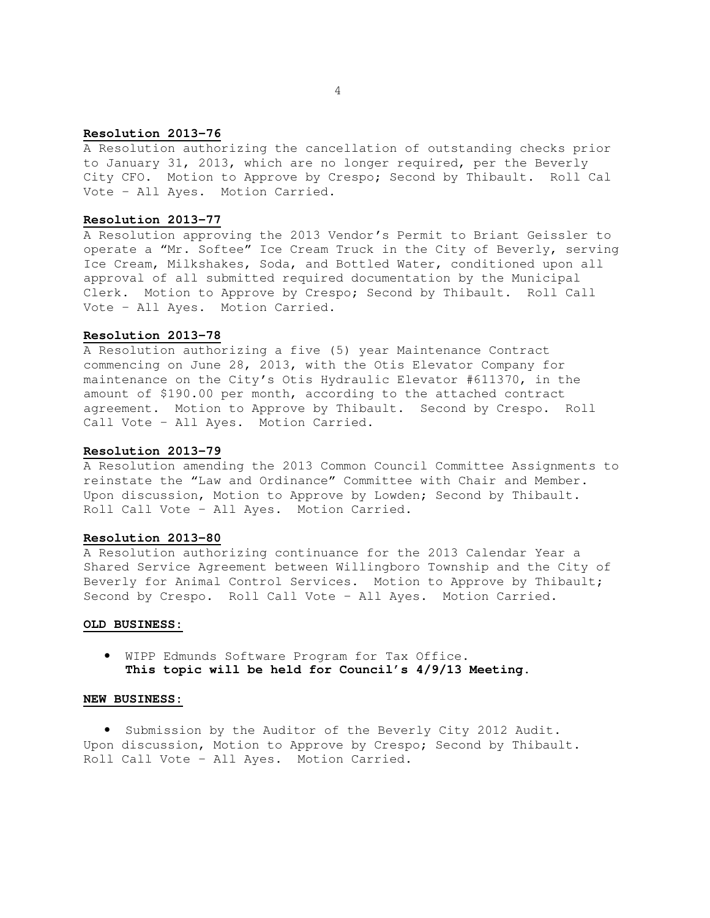**Resolution 2013–76**

A Resolution authorizing the cancellation of outstanding checks prior to January 31, 2013, which are no longer required, per the Beverly City CFO. Motion to Approve by Crespo; Second by Thibault. Roll Cal Vote – All Ayes. Motion Carried.

**Resolution 2013–77**

A Resolution approving the 2013 Vendor's Permit to Briant Geissler to operate a "Mr. Softee" Ice Cream Truck in the City of Beverly, serving Ice Cream, Milkshakes, Soda, and Bottled Water, conditioned upon all approval of all submitted required documentation by the Municipal Clerk. Motion to Approve by Crespo; Second by Thibault. Roll Call Vote – All Ayes. Motion Carried.

**Resolution 2013–78**

A Resolution authorizing a five (5) year Maintenance Contract commencing on June 28, 2013, with the Otis Elevator Company for maintenance on the City's Otis Hydraulic Elevator #611370, in the amount of $190.00 per month, according to the attached contract agreement. Motion to Approve by Thibault. Second by Crespo. Roll Call Vote – All Ayes. Motion Carried.

**Resolution 2013–79**

A Resolution amending the 2013 Common Council Committee Assignments to reinstate the "Law and Ordinance" Committee with Chair and Member. Upon discussion, Motion to Approve by Lowden; Second by Thibault. Roll Call Vote – All Ayes. Motion Carried.

**Resolution 2013–80**

A Resolution authorizing continuance for the 2013 Calendar Year a Shared Service Agreement between Willingboro Township and the City of Beverly for Animal Control Services. Motion to Approve by Thibault; Second by Crespo. Roll Call Vote – All Ayes. Motion Carried.

**OLD BUSINESS:**

- WIPP Edmunds Software Program for Tax Office. **This topic will be held for Council's 4/9/13 Meeting.**

**NEW BUSINESS:**

- Submission by the Auditor of the Beverly City 2012 Audit. Upon discussion, Motion to Approve by Crespo; Second by Thibault. Roll Call Vote – All Ayes. Motion Carried.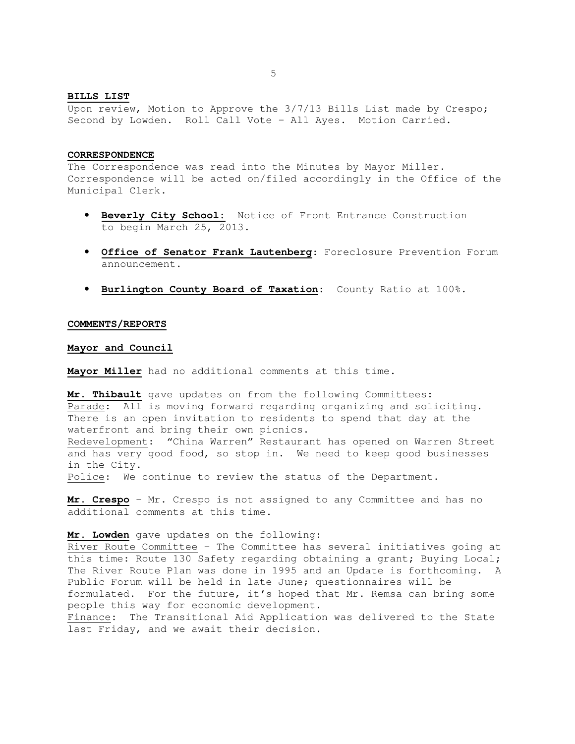## BILLS LIST

Upon review, Motion to Approve the 3/7/13 Bills List made by Crespo; Second by Lowden. Roll Call Vote – All Ayes. Motion Carried.

## CORRESPONDENCE

The Correspondence was read into the Minutes by Mayor Miller. Correspondence will be acted on/filed accordingly in the Office of the Municipal Clerk.

- **Beverly City School:** Notice of Front Entrance Construction to begin March 25, 2013.
- **Office of Senator Frank Lautenberg**: Foreclosure Prevention Forum announcement.
- **Burlington County Board of Taxation**: County Ratio at 100%.

## COMMENTS/REPORTS

### Mayor and Council

**Mayor Miller** had no additional comments at this time.

**Mr. Thibault** gave updates on from the following Committees:
Parade: All is moving forward regarding organizing and soliciting. There is an open invitation to residents to spend that day at the waterfront and bring their own picnics.
Redevelopment: "China Warren" Restaurant has opened on Warren Street and has very good food, so stop in. We need to keep good businesses in the City.
Police: We continue to review the status of the Department.

**Mr. Crespo** – Mr. Crespo is not assigned to any Committee and has no additional comments at this time.

**Mr. Lowden** gave updates on the following:
River Route Committee – The Committee has several initiatives going at this time: Route 130 Safety regarding obtaining a grant; Buying Local; The River Route Plan was done in 1995 and an Update is forthcoming. A Public Forum will be held in late June; questionnaires will be formulated. For the future, it's hoped that Mr. Remsa can bring some people this way for economic development.
Finance: The Transitional Aid Application was delivered to the State last Friday, and we await their decision.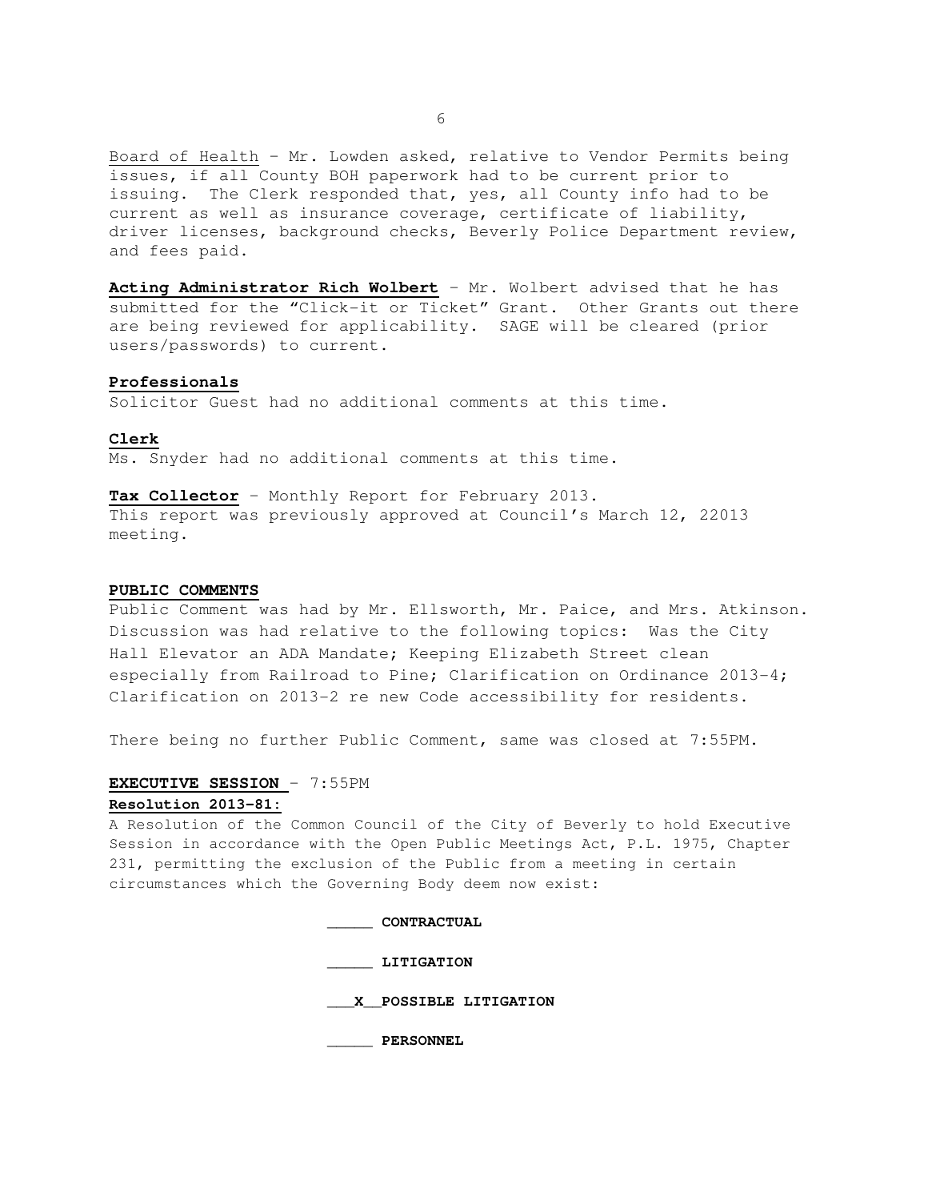Board of Health – Mr. Lowden asked, relative to Vendor Permits being issues, if all County BOH paperwork had to be current prior to issuing. The Clerk responded that, yes, all County info had to be current as well as insurance coverage, certificate of liability, driver licenses, background checks, Beverly Police Department review, and fees paid.

**Acting Administrator Rich Wolbert** – Mr. Wolbert advised that he has submitted for the "Click-it or Ticket" Grant. Other Grants out there are being reviewed for applicability. SAGE will be cleared (prior users/passwords) to current.

**Professionals**
Solicitor Guest had no additional comments at this time.

**Clerk**
Ms. Snyder had no additional comments at this time.

**Tax Collector** – Monthly Report for February 2013.
This report was previously approved at Council's March 12, 22013 meeting.

**PUBLIC COMMENTS**
Public Comment was had by Mr. Ellsworth, Mr. Paice, and Mrs. Atkinson. Discussion was had relative to the following topics: Was the City Hall Elevator an ADA Mandate; Keeping Elizabeth Street clean especially from Railroad to Pine; Clarification on Ordinance 2013-4; Clarification on 2013-2 re new Code accessibility for residents.

There being no further Public Comment, same was closed at 7:55PM.

**EXECUTIVE SESSION** – 7:55PM
**Resolution 2013-81:**
A Resolution of the Common Council of the City of Beverly to hold Executive Session in accordance with the Open Public Meetings Act, P.L. 1975, Chapter 231, permitting the exclusion of the Public from a meeting in certain circumstances which the Governing Body deem now exist:

_____ **CONTRACTUAL**

_____ **LITIGATION**

\_\_\_X\_\_**POSSIBLE LITIGATION**

_____ **PERSONNEL**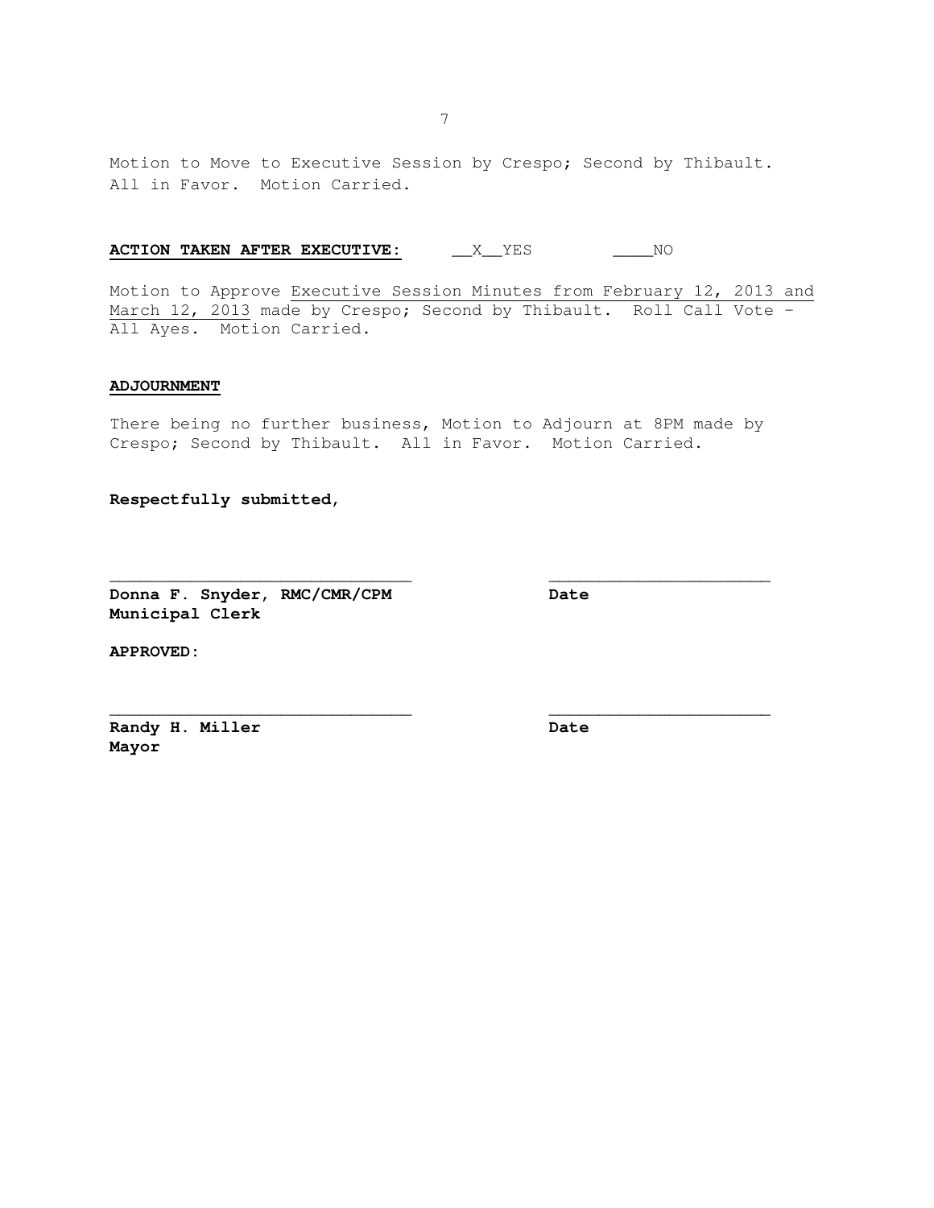Motion to Move to Executive Session by Crespo; Second by Thibault. All in Favor. Motion Carried.

**ACTION TAKEN AFTER EXECUTIVE:** __X__YES ____NO

Motion to Approve Executive Session Minutes from February 12, 2013 and March 12, 2013 made by Crespo; Second by Thibault. Roll Call Vote – All Ayes. Motion Carried.

**ADJOURNMENT**

There being no further business, Motion to Adjourn at 8PM made by Crespo; Second by Thibault. All in Favor. Motion Carried.

**Respectfully submitted,**

______________________________ ______________________

**Donna F. Snyder, RMC/CMR/CPM** **Date**
**Municipal Clerk**

**APPROVED:**

______________________________ ______________________

**Randy H. Miller** **Date**
**Mayor**